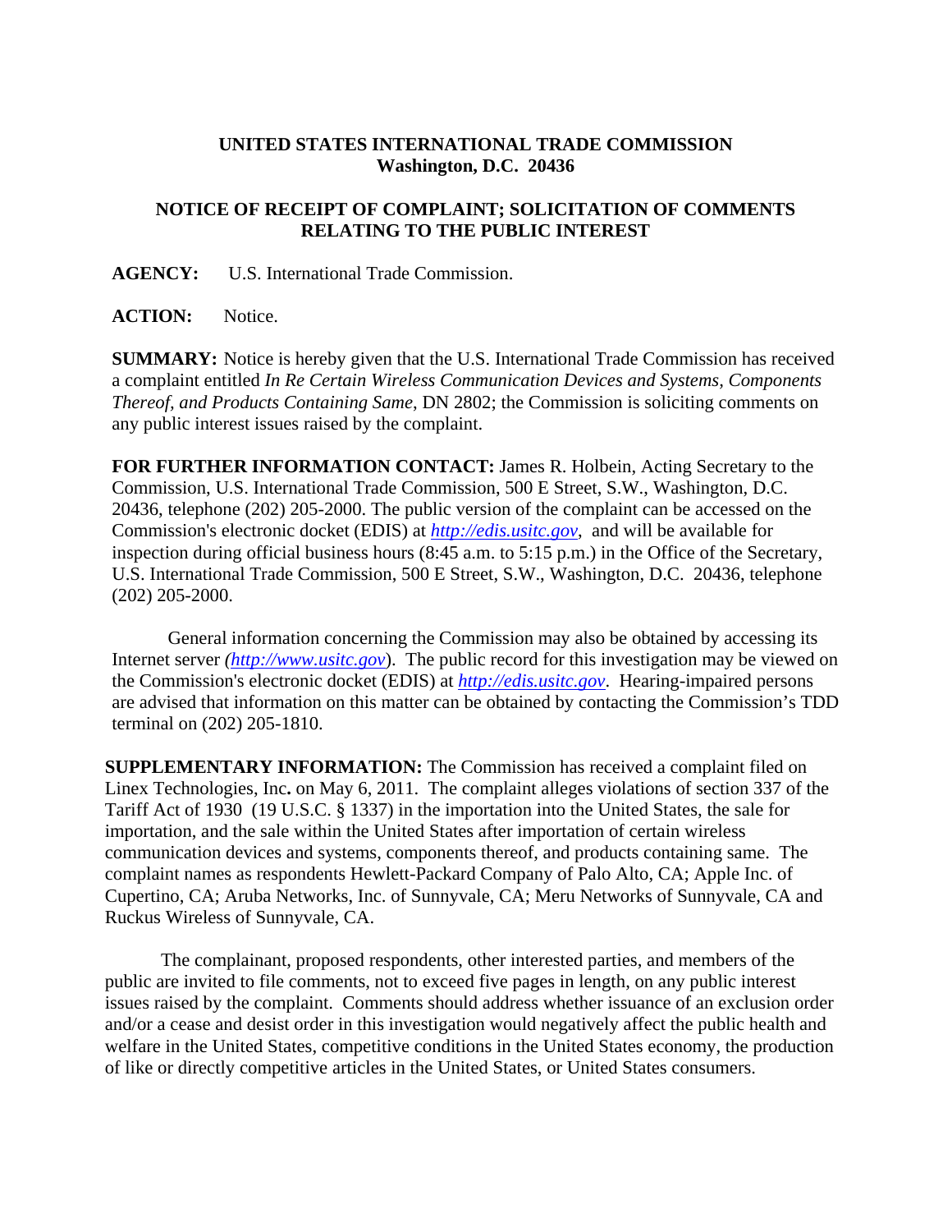**UNITED STATES INTERNATIONAL TRADE COMMISSION**
**Washington, D.C. 20436**

**NOTICE OF RECEIPT OF COMPLAINT; SOLICITATION OF COMMENTS RELATING TO THE PUBLIC INTEREST**

**AGENCY:** U.S. International Trade Commission.

**ACTION:** Notice.

**SUMMARY:** Notice is hereby given that the U.S. International Trade Commission has received a complaint entitled *In Re Certain Wireless Communication Devices and Systems, Components Thereof, and Products Containing Same*, DN 2802; the Commission is soliciting comments on any public interest issues raised by the complaint.

**FOR FURTHER INFORMATION CONTACT:** James R. Holbein, Acting Secretary to the Commission, U.S. International Trade Commission, 500 E Street, S.W., Washington, D.C. 20436, telephone (202) 205-2000. The public version of the complaint can be accessed on the Commission's electronic docket (EDIS) at *http://edis.usitc.gov*, and will be available for inspection during official business hours (8:45 a.m. to 5:15 p.m.) in the Office of the Secretary, U.S. International Trade Commission, 500 E Street, S.W., Washington, D.C. 20436, telephone (202) 205-2000.

General information concerning the Commission may also be obtained by accessing its Internet server *(http://www.usitc.gov)*. The public record for this investigation may be viewed on the Commission's electronic docket (EDIS) at *http://edis.usitc.gov*. Hearing-impaired persons are advised that information on this matter can be obtained by contacting the Commission's TDD terminal on (202) 205-1810.

**SUPPLEMENTARY INFORMATION:** The Commission has received a complaint filed on Linex Technologies, Inc**.** on May 6, 2011. The complaint alleges violations of section 337 of the Tariff Act of 1930 (19 U.S.C. § 1337) in the importation into the United States, the sale for importation, and the sale within the United States after importation of certain wireless communication devices and systems, components thereof, and products containing same. The complaint names as respondents Hewlett-Packard Company of Palo Alto, CA; Apple Inc. of Cupertino, CA; Aruba Networks, Inc. of Sunnyvale, CA; Meru Networks of Sunnyvale, CA and Ruckus Wireless of Sunnyvale, CA.

The complainant, proposed respondents, other interested parties, and members of the public are invited to file comments, not to exceed five pages in length, on any public interest issues raised by the complaint. Comments should address whether issuance of an exclusion order and/or a cease and desist order in this investigation would negatively affect the public health and welfare in the United States, competitive conditions in the United States economy, the production of like or directly competitive articles in the United States, or United States consumers.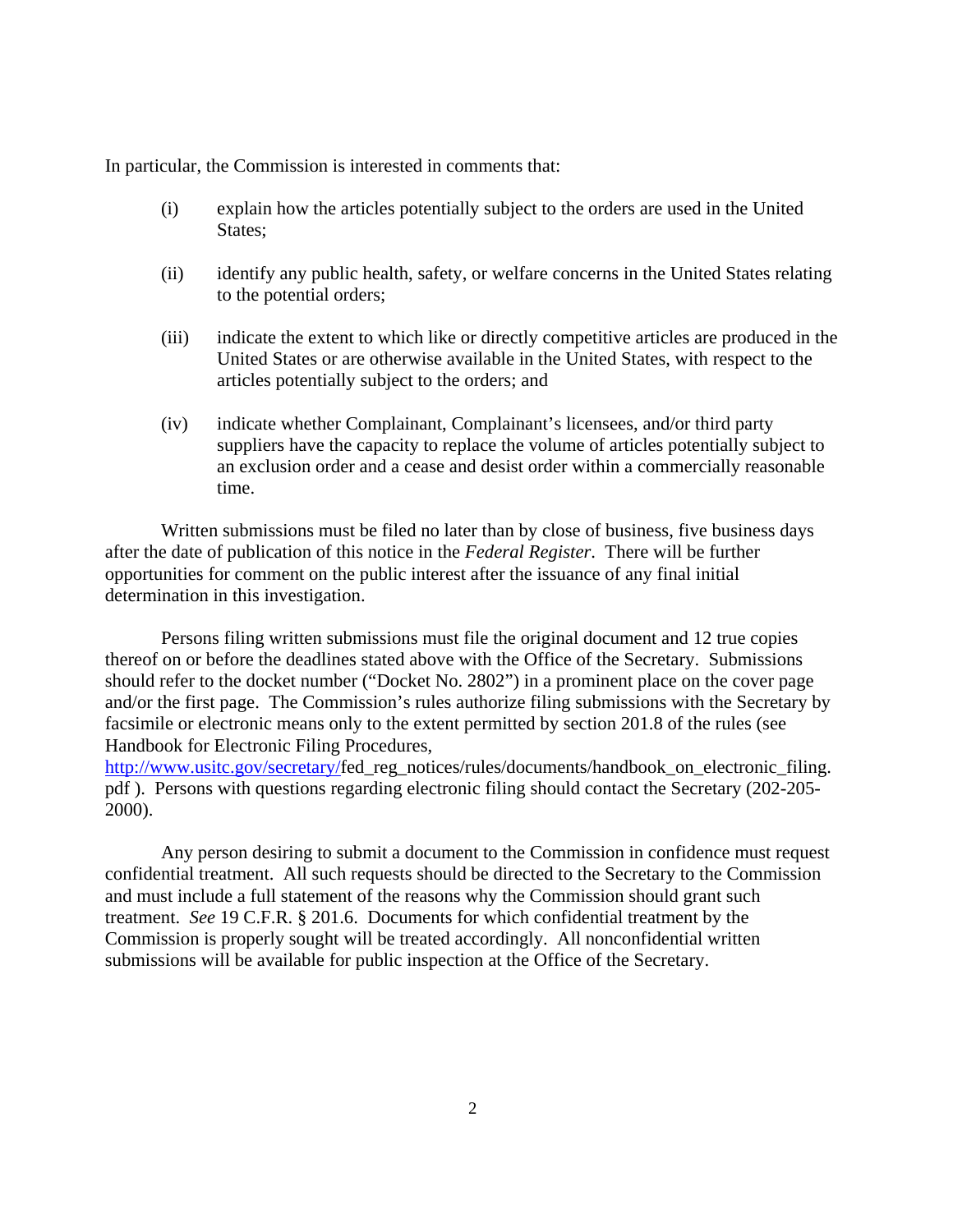In particular, the Commission is interested in comments that:

(i) explain how the articles potentially subject to the orders are used in the United States;

(ii) identify any public health, safety, or welfare concerns in the United States relating to the potential orders;

(iii) indicate the extent to which like or directly competitive articles are produced in the United States or are otherwise available in the United States, with respect to the articles potentially subject to the orders; and

(iv) indicate whether Complainant, Complainant's licensees, and/or third party suppliers have the capacity to replace the volume of articles potentially subject to an exclusion order and a cease and desist order within a commercially reasonable time.

Written submissions must be filed no later than by close of business, five business days after the date of publication of this notice in the *Federal Register*. There will be further opportunities for comment on the public interest after the issuance of any final initial determination in this investigation.

Persons filing written submissions must file the original document and 12 true copies thereof on or before the deadlines stated above with the Office of the Secretary. Submissions should refer to the docket number ("Docket No. 2802") in a prominent place on the cover page and/or the first page. The Commission's rules authorize filing submissions with the Secretary by facsimile or electronic means only to the extent permitted by section 201.8 of the rules (see Handbook for Electronic Filing Procedures, http://www.usitc.gov/secretary/fed_reg_notices/rules/documents/handbook_on_electronic_filing.pdf ). Persons with questions regarding electronic filing should contact the Secretary (202-205-2000).

Any person desiring to submit a document to the Commission in confidence must request confidential treatment. All such requests should be directed to the Secretary to the Commission and must include a full statement of the reasons why the Commission should grant such treatment. *See* 19 C.F.R. § 201.6. Documents for which confidential treatment by the Commission is properly sought will be treated accordingly. All nonconfidential written submissions will be available for public inspection at the Office of the Secretary.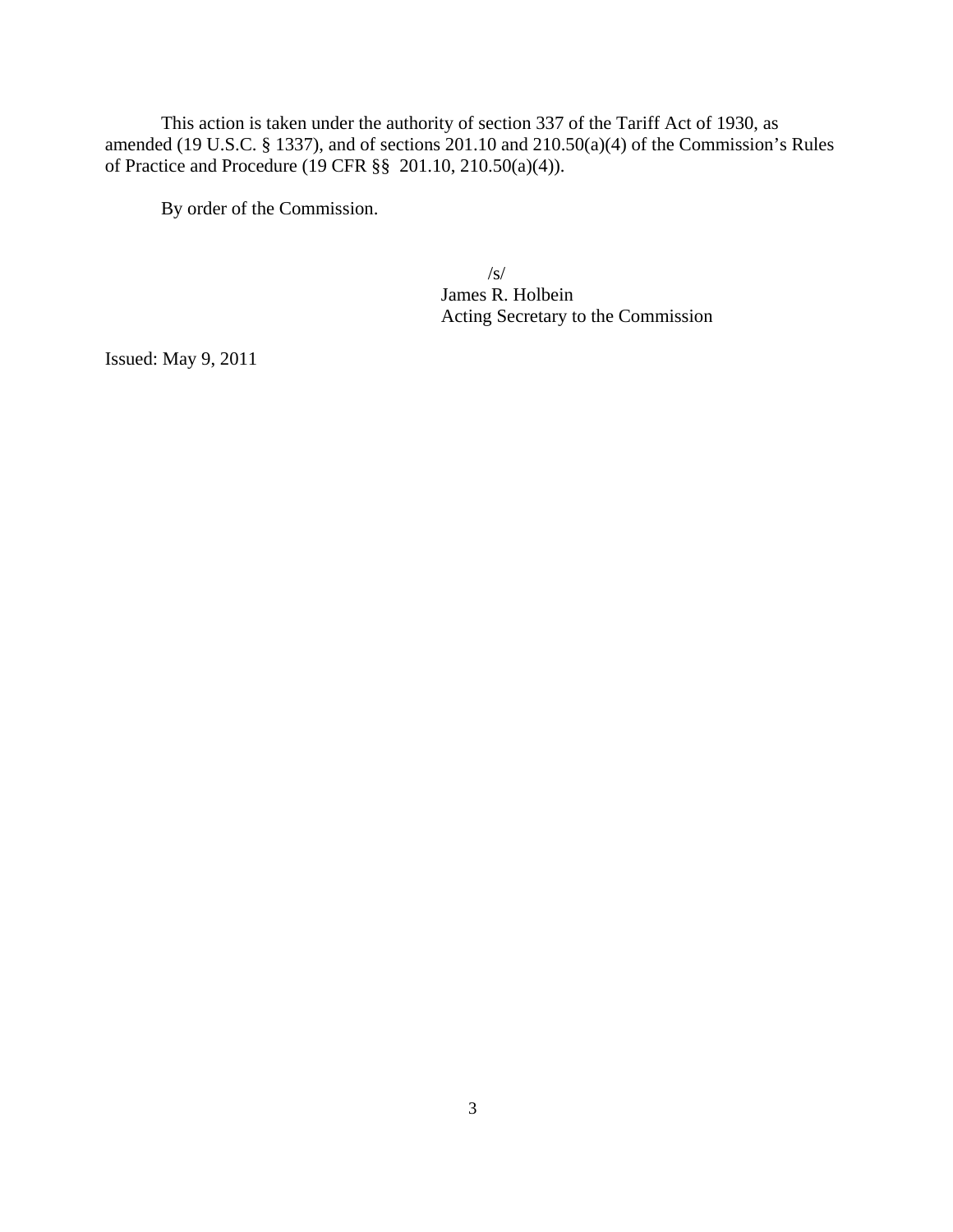This action is taken under the authority of section 337 of the Tariff Act of 1930, as amended (19 U.S.C. § 1337), and of sections 201.10 and 210.50(a)(4) of the Commission's Rules of Practice and Procedure (19 CFR §§ 201.10, 210.50(a)(4)).

By order of the Commission.

/s/
James R. Holbein
Acting Secretary to the Commission

Issued: May 9, 2011